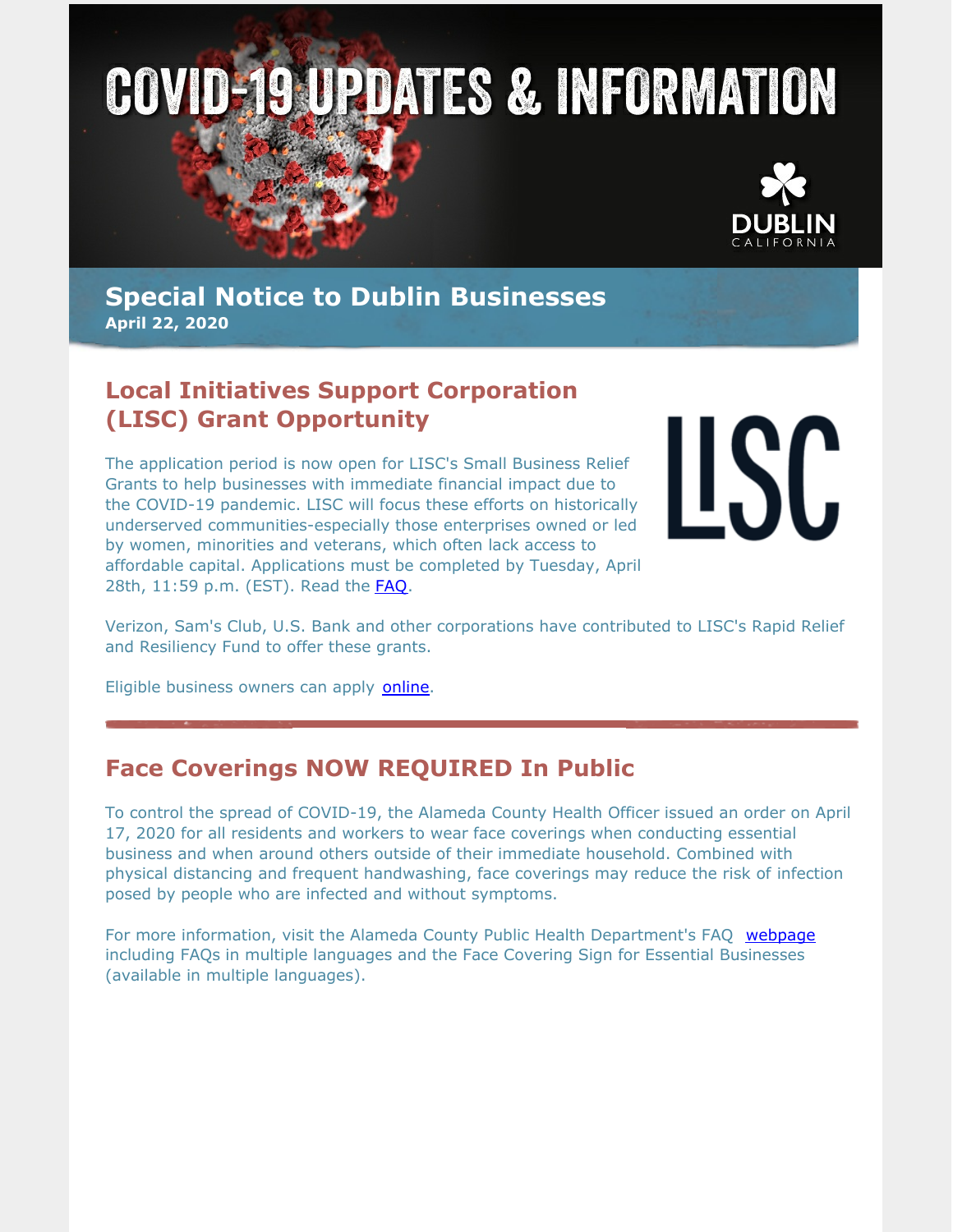# COVID-19 UPDATES & INFORMATION

DUBLIN CALIFORNIA

## Special Notice to Dublin Businesses

**April 22, 2020**

## Local Initiatives Support Corporation (LISC) Grant Opportunity

LISC

The application period is now open for LISC's Small Business Relief Grants to help businesses with immediate financial impact due to the COVID-19 pandemic. LISC will focus these efforts on historically underserved communities-especially those enterprises owned or led by women, minorities and veterans, which often lack access to affordable capital. Applications must be completed by Tuesday, April 28th, 11:59 p.m. (EST). Read the FAQ.

Verizon, Sam's Club, U.S. Bank and other corporations have contributed to LISC's Rapid Relief and Resiliency Fund to offer these grants.

Eligible business owners can apply online.

---

## Face Coverings NOW REQUIRED In Public

To control the spread of COVID-19, the Alameda County Health Officer issued an order on April 17, 2020 for all residents and workers to wear face coverings when conducting essential business and when around others outside of their immediate household. Combined with physical distancing and frequent handwashing, face coverings may reduce the risk of infection posed by people who are infected and without symptoms.

For more information, visit the Alameda County Public Health Department's FAQ webpage including FAQs in multiple languages and the Face Covering Sign for Essential Businesses (available in multiple languages).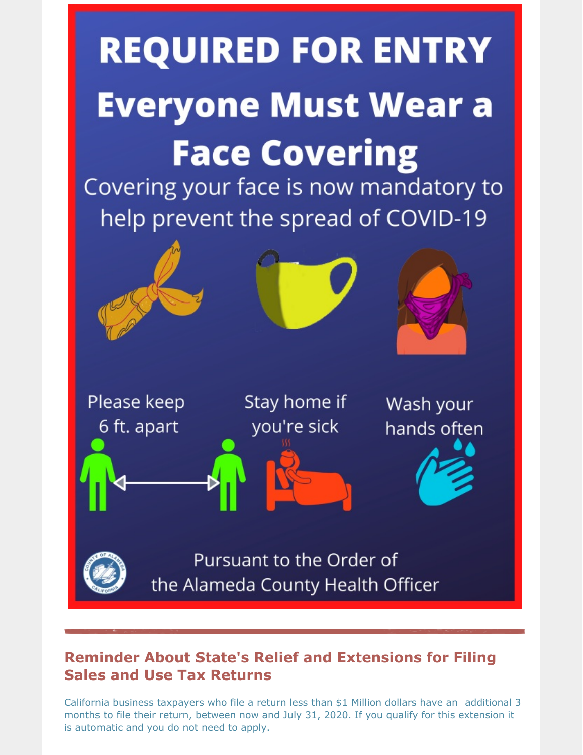# REQUIRED FOR ENTRY

## Everyone Must Wear a Face Covering

Covering your face is now mandatory to help prevent the spread of COVID-19

Please keep 6 ft. apart

Stay home if you're sick

Wash your hands often

Pursuant to the Order of the Alameda County Health Officer

---

## Reminder About State's Relief and Extensions for Filing Sales and Use Tax Returns

California business taxpayers who file a return less than $1 Million dollars have an additional 3 months to file their return, between now and July 31, 2020. If you qualify for this extension it is automatic and you do not need to apply.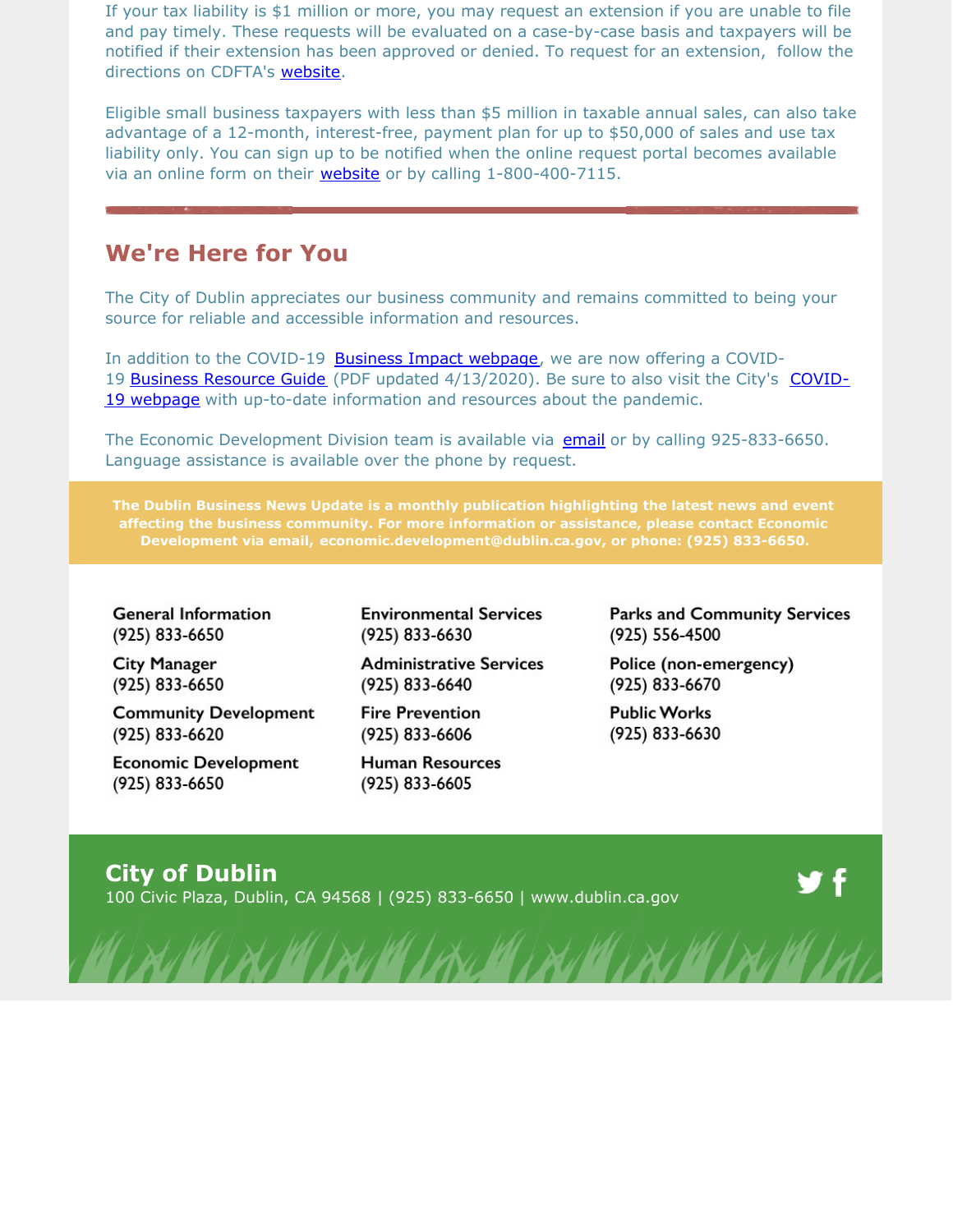If your tax liability is $1 million or more, you may request an extension if you are unable to file and pay timely. These requests will be evaluated on a case-by-case basis and taxpayers will be notified if their extension has been approved or denied. To request for an extension, follow the directions on CDFTA's website.

Eligible small business taxpayers with less than $5 million in taxable annual sales, can also take advantage of a 12-month, interest-free, payment plan for up to $50,000 of sales and use tax liability only. You can sign up to be notified when the online request portal becomes available via an online form on their website or by calling 1-800-400-7115.

## We're Here for You

The City of Dublin appreciates our business community and remains committed to being your source for reliable and accessible information and resources.

In addition to the COVID-19 Business Impact webpage, we are now offering a COVID-19 Business Resource Guide (PDF updated 4/13/2020). Be sure to also visit the City's COVID-19 webpage with up-to-date information and resources about the pandemic.

The Economic Development Division team is available via email or by calling 925-833-6650. Language assistance is available over the phone by request.

**The Dublin Business News Update is a monthly publication highlighting the latest news and event affecting the business community. For more information or assistance, please contact Economic Development via email, economic.development@dublin.ca.gov, or phone: (925) 833-6650.**

**General Information**
(925) 833-6650

**City Manager**
(925) 833-6650

**Community Development**
(925) 833-6620

**Economic Development**
(925) 833-6650

**Environmental Services**
(925) 833-6630

**Administrative Services**
(925) 833-6640

**Fire Prevention**
(925) 833-6606

**Human Resources**
(925) 833-6605

**Parks and Community Services**
(925) 556-4500

**Police (non-emergency)**
(925) 833-6670

**Public Works**
(925) 833-6630

## City of Dublin

100 Civic Plaza, Dublin, CA 94568 | (925) 833-6650 | www.dublin.ca.gov